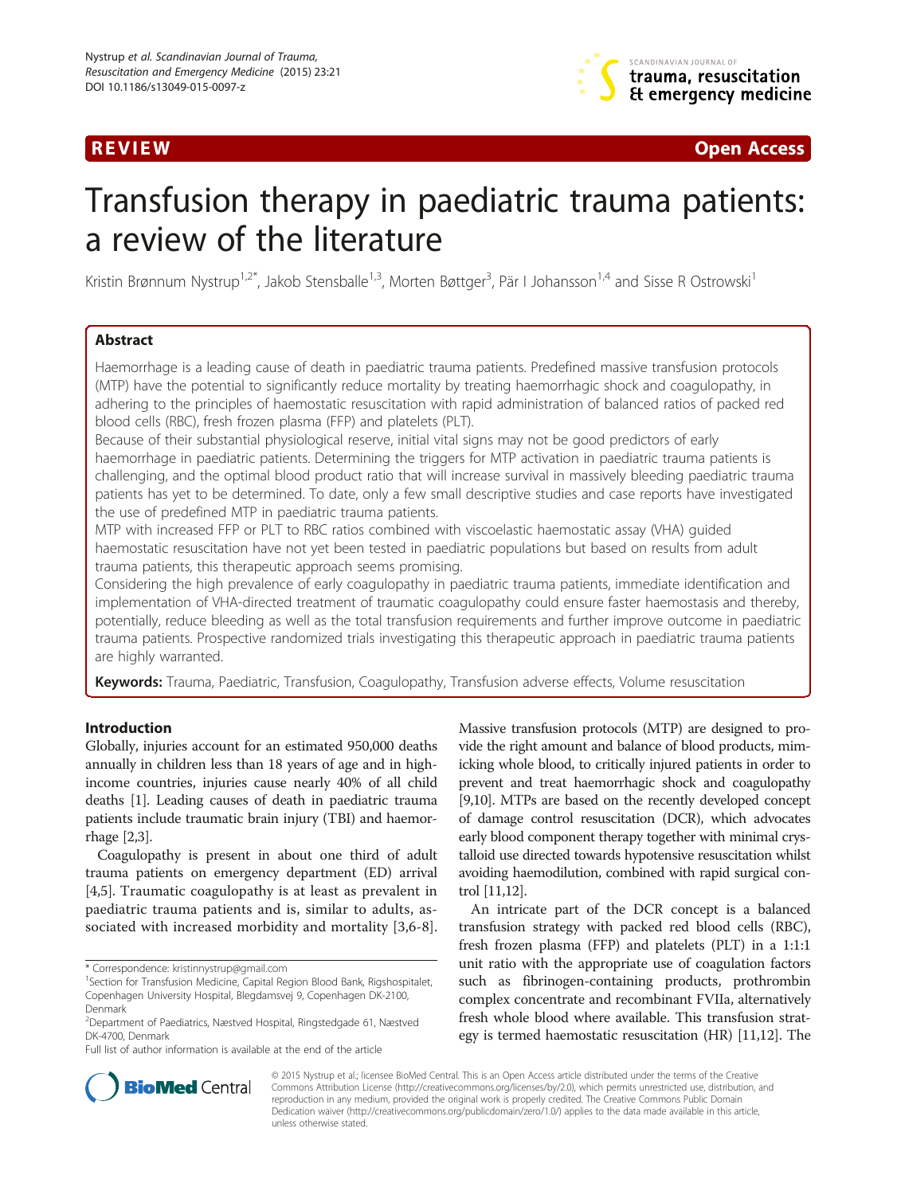REVIEW Open Access

# Transfusion therapy in paediatric trauma patients: a review of the literature

Kristin Brønnum Nystrup[1,2*], Jakob Stensballe[1,3], Morten Bøttger[3], Pär I Johansson[1,4] and Sisse R Ostrowski[1]

## Abstract

Haemorrhage is a leading cause of death in paediatric trauma patients. Predefined massive transfusion protocols (MTP) have the potential to significantly reduce mortality by treating haemorrhagic shock and coagulopathy, in adhering to the principles of haemostatic resuscitation with rapid administration of balanced ratios of packed red blood cells (RBC), fresh frozen plasma (FFP) and platelets (PLT).

Because of their substantial physiological reserve, initial vital signs may not be good predictors of early haemorrhage in paediatric patients. Determining the triggers for MTP activation in paediatric trauma patients is challenging, and the optimal blood product ratio that will increase survival in massively bleeding paediatric trauma patients has yet to be determined. To date, only a few small descriptive studies and case reports have investigated the use of predefined MTP in paediatric trauma patients.

MTP with increased FFP or PLT to RBC ratios combined with viscoelastic haemostatic assay (VHA) guided haemostatic resuscitation have not yet been tested in paediatric populations but based on results from adult trauma patients, this therapeutic approach seems promising.

Considering the high prevalence of early coagulopathy in paediatric trauma patients, immediate identification and implementation of VHA-directed treatment of traumatic coagulopathy could ensure faster haemostasis and thereby, potentially, reduce bleeding as well as the total transfusion requirements and further improve outcome in paediatric trauma patients. Prospective randomized trials investigating this therapeutic approach in paediatric trauma patients are highly warranted.

**Keywords:** Trauma, Paediatric, Transfusion, Coagulopathy, Transfusion adverse effects, Volume resuscitation

## Introduction

Globally, injuries account for an estimated 950,000 deaths annually in children less than 18 years of age and in high-income countries, injuries cause nearly 40% of all child deaths [1]. Leading causes of death in paediatric trauma patients include traumatic brain injury (TBI) and haemorrhage [2,3].

Coagulopathy is present in about one third of adult trauma patients on emergency department (ED) arrival [4,5]. Traumatic coagulopathy is at least as prevalent in paediatric trauma patients and is, similar to adults, associated with increased morbidity and mortality [3,6-8].

Massive transfusion protocols (MTP) are designed to provide the right amount and balance of blood products, mimicking whole blood, to critically injured patients in order to prevent and treat haemorrhagic shock and coagulopathy [9,10]. MTPs are based on the recently developed concept of damage control resuscitation (DCR), which advocates early blood component therapy together with minimal crystalloid use directed towards hypotensive resuscitation whilst avoiding haemodilution, combined with rapid surgical control [11,12].

An intricate part of the DCR concept is a balanced transfusion strategy with packed red blood cells (RBC), fresh frozen plasma (FFP) and platelets (PLT) in a 1:1:1 unit ratio with the appropriate use of coagulation factors such as fibrinogen-containing products, prothrombin complex concentrate and recombinant FVIIa, alternatively fresh whole blood where available. This transfusion strategy is termed haemostatic resuscitation (HR) [11,12]. The

\* Correspondence: kristinnystrup@gmail.com
[1]Section for Transfusion Medicine, Capital Region Blood Bank, Rigshospitalet, Copenhagen University Hospital, Blegdamsvej 9, Copenhagen DK-2100, Denmark
[2]Department of Paediatrics, Næstved Hospital, Ringstedgade 61, Næstved DK-4700, Denmark
Full list of author information is available at the end of the article

© 2015 Nystrup et al.; licensee BioMed Central. This is an Open Access article distributed under the terms of the Creative Commons Attribution License (http://creativecommons.org/licenses/by/2.0), which permits unrestricted use, distribution, and reproduction in any medium, provided the original work is properly credited. The Creative Commons Public Domain Dedication waiver (http://creativecommons.org/publicdomain/zero/1.0/) applies to the data made available in this article, unless otherwise stated.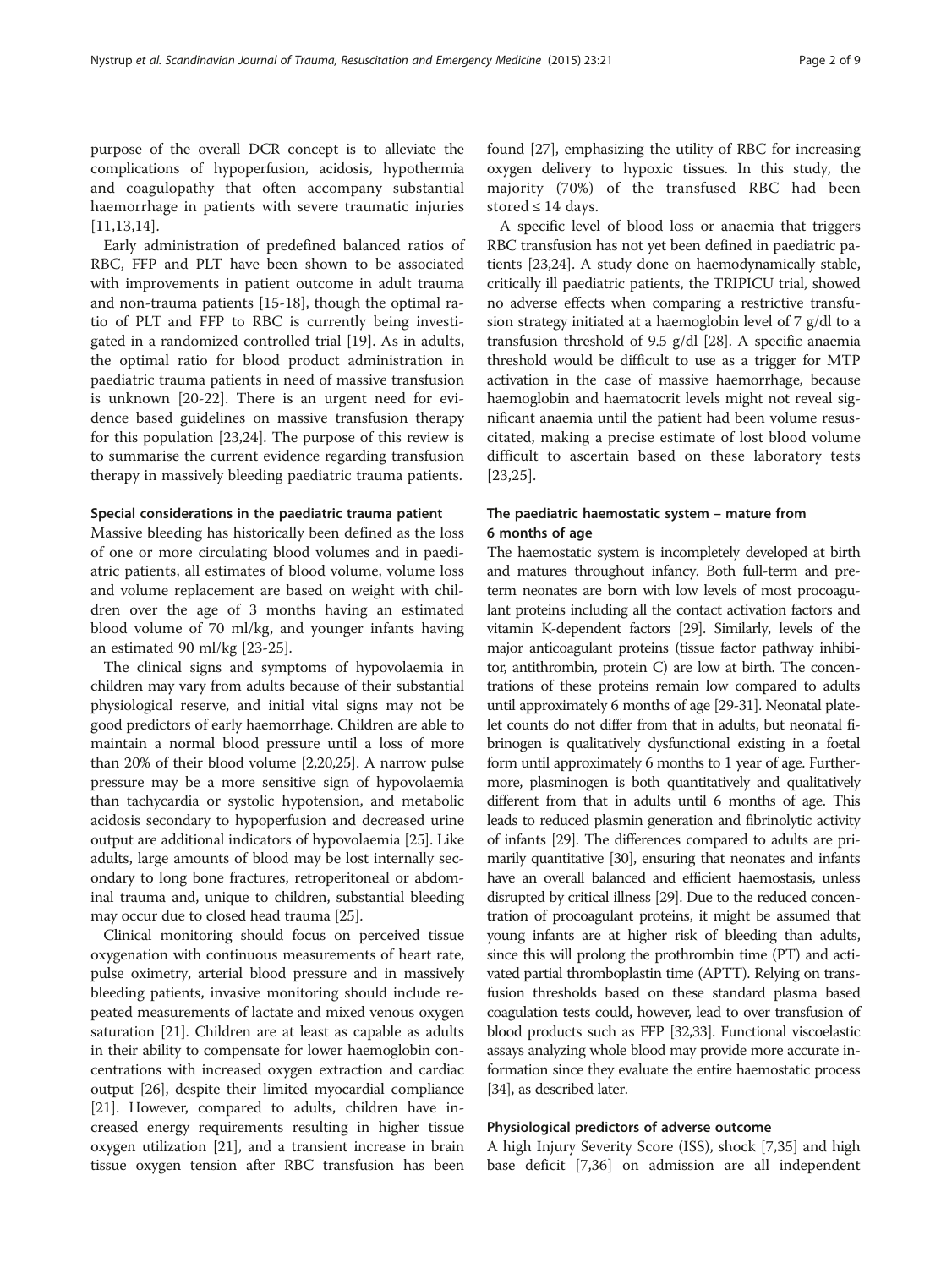purpose of the overall DCR concept is to alleviate the complications of hypoperfusion, acidosis, hypothermia and coagulopathy that often accompany substantial haemorrhage in patients with severe traumatic injuries [11,13,14].

Early administration of predefined balanced ratios of RBC, FFP and PLT have been shown to be associated with improvements in patient outcome in adult trauma and non-trauma patients [15-18], though the optimal ratio of PLT and FFP to RBC is currently being investigated in a randomized controlled trial [19]. As in adults, the optimal ratio for blood product administration in paediatric trauma patients in need of massive transfusion is unknown [20-22]. There is an urgent need for evidence based guidelines on massive transfusion therapy for this population [23,24]. The purpose of this review is to summarise the current evidence regarding transfusion therapy in massively bleeding paediatric trauma patients.

### Special considerations in the paediatric trauma patient

Massive bleeding has historically been defined as the loss of one or more circulating blood volumes and in paediatric patients, all estimates of blood volume, volume loss and volume replacement are based on weight with children over the age of 3 months having an estimated blood volume of 70 ml/kg, and younger infants having an estimated 90 ml/kg [23-25].

The clinical signs and symptoms of hypovolaemia in children may vary from adults because of their substantial physiological reserve, and initial vital signs may not be good predictors of early haemorrhage. Children are able to maintain a normal blood pressure until a loss of more than 20% of their blood volume [2,20,25]. A narrow pulse pressure may be a more sensitive sign of hypovolaemia than tachycardia or systolic hypotension, and metabolic acidosis secondary to hypoperfusion and decreased urine output are additional indicators of hypovolaemia [25]. Like adults, large amounts of blood may be lost internally secondary to long bone fractures, retroperitoneal or abdominal trauma and, unique to children, substantial bleeding may occur due to closed head trauma [25].

Clinical monitoring should focus on perceived tissue oxygenation with continuous measurements of heart rate, pulse oximetry, arterial blood pressure and in massively bleeding patients, invasive monitoring should include repeated measurements of lactate and mixed venous oxygen saturation [21]. Children are at least as capable as adults in their ability to compensate for lower haemoglobin concentrations with increased oxygen extraction and cardiac output [26], despite their limited myocardial compliance [21]. However, compared to adults, children have increased energy requirements resulting in higher tissue oxygen utilization [21], and a transient increase in brain tissue oxygen tension after RBC transfusion has been found [27], emphasizing the utility of RBC for increasing oxygen delivery to hypoxic tissues. In this study, the majority (70%) of the transfused RBC had been stored ≤ 14 days.

A specific level of blood loss or anaemia that triggers RBC transfusion has not yet been defined in paediatric patients [23,24]. A study done on haemodynamically stable, critically ill paediatric patients, the TRIPICU trial, showed no adverse effects when comparing a restrictive transfusion strategy initiated at a haemoglobin level of 7 g/dl to a transfusion threshold of 9.5 g/dl [28]. A specific anaemia threshold would be difficult to use as a trigger for MTP activation in the case of massive haemorrhage, because haemoglobin and haematocrit levels might not reveal significant anaemia until the patient had been volume resuscitated, making a precise estimate of lost blood volume difficult to ascertain based on these laboratory tests [23,25].

### The paediatric haemostatic system – mature from 6 months of age

The haemostatic system is incompletely developed at birth and matures throughout infancy. Both full-term and preterm neonates are born with low levels of most procoagulant proteins including all the contact activation factors and vitamin K-dependent factors [29]. Similarly, levels of the major anticoagulant proteins (tissue factor pathway inhibitor, antithrombin, protein C) are low at birth. The concentrations of these proteins remain low compared to adults until approximately 6 months of age [29-31]. Neonatal platelet counts do not differ from that in adults, but neonatal fibrinogen is qualitatively dysfunctional existing in a foetal form until approximately 6 months to 1 year of age. Furthermore, plasminogen is both quantitatively and qualitatively different from that in adults until 6 months of age. This leads to reduced plasmin generation and fibrinolytic activity of infants [29]. The differences compared to adults are primarily quantitative [30], ensuring that neonates and infants have an overall balanced and efficient haemostasis, unless disrupted by critical illness [29]. Due to the reduced concentration of procoagulant proteins, it might be assumed that young infants are at higher risk of bleeding than adults, since this will prolong the prothrombin time (PT) and activated partial thromboplastin time (APTT). Relying on transfusion thresholds based on these standard plasma based coagulation tests could, however, lead to over transfusion of blood products such as FFP [32,33]. Functional viscoelastic assays analyzing whole blood may provide more accurate information since they evaluate the entire haemostatic process [34], as described later.

### Physiological predictors of adverse outcome

A high Injury Severity Score (ISS), shock [7,35] and high base deficit [7,36] on admission are all independent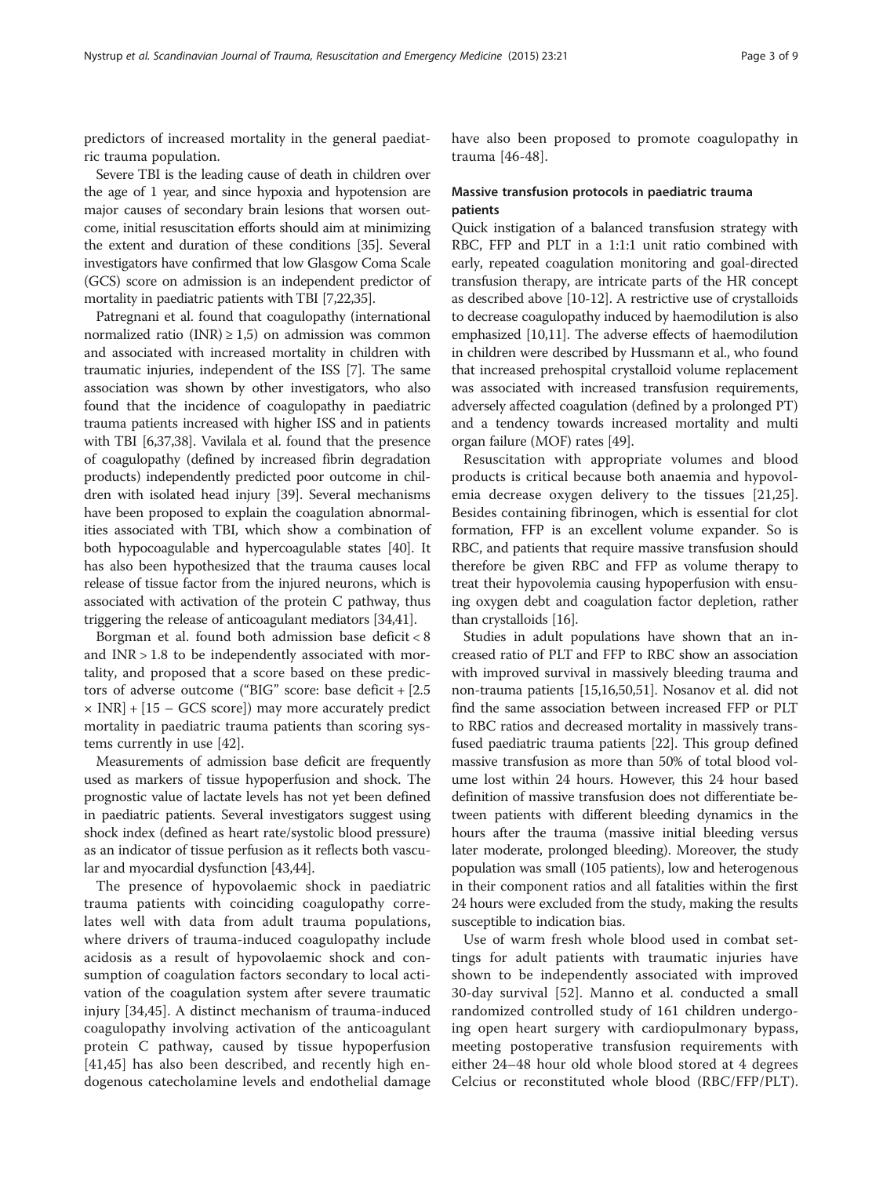predictors of increased mortality in the general paediatric trauma population.

Severe TBI is the leading cause of death in children over the age of 1 year, and since hypoxia and hypotension are major causes of secondary brain lesions that worsen outcome, initial resuscitation efforts should aim at minimizing the extent and duration of these conditions [35]. Several investigators have confirmed that low Glasgow Coma Scale (GCS) score on admission is an independent predictor of mortality in paediatric patients with TBI [7,22,35].

Patregnani et al. found that coagulopathy (international normalized ratio $(INR) \geq 1,5$) on admission was common and associated with increased mortality in children with traumatic injuries, independent of the ISS [7]. The same association was shown by other investigators, who also found that the incidence of coagulopathy in paediatric trauma patients increased with higher ISS and in patients with TBI [6,37,38]. Vavilala et al. found that the presence of coagulopathy (defined by increased fibrin degradation products) independently predicted poor outcome in children with isolated head injury [39]. Several mechanisms have been proposed to explain the coagulation abnormalities associated with TBI, which show a combination of both hypocoagulable and hypercoagulable states [40]. It has also been hypothesized that the trauma causes local release of tissue factor from the injured neurons, which is associated with activation of the protein C pathway, thus triggering the release of anticoagulant mediators [34,41].

Borgman et al. found both admission base deficit < 8 and INR > 1.8 to be independently associated with mortality, and proposed that a score based on these predictors of adverse outcome ("BIG" score: base deficit + [2.5 × INR] + [15 – GCS score]) may more accurately predict mortality in paediatric trauma patients than scoring systems currently in use [42].

Measurements of admission base deficit are frequently used as markers of tissue hypoperfusion and shock. The prognostic value of lactate levels has not yet been defined in paediatric patients. Several investigators suggest using shock index (defined as heart rate/systolic blood pressure) as an indicator of tissue perfusion as it reflects both vascular and myocardial dysfunction [43,44].

The presence of hypovolaemic shock in paediatric trauma patients with coinciding coagulopathy correlates well with data from adult trauma populations, where drivers of trauma-induced coagulopathy include acidosis as a result of hypovolaemic shock and consumption of coagulation factors secondary to local activation of the coagulation system after severe traumatic injury [34,45]. A distinct mechanism of trauma-induced coagulopathy involving activation of the anticoagulant protein C pathway, caused by tissue hypoperfusion [41,45] has also been described, and recently high endogenous catecholamine levels and endothelial damage have also been proposed to promote coagulopathy in trauma [46-48].

## Massive transfusion protocols in paediatric trauma patients

Quick instigation of a balanced transfusion strategy with RBC, FFP and PLT in a 1:1:1 unit ratio combined with early, repeated coagulation monitoring and goal-directed transfusion therapy, are intricate parts of the HR concept as described above [10-12]. A restrictive use of crystalloids to decrease coagulopathy induced by haemodilution is also emphasized [10,11]. The adverse effects of haemodilution in children were described by Hussmann et al., who found that increased prehospital crystalloid volume replacement was associated with increased transfusion requirements, adversely affected coagulation (defined by a prolonged PT) and a tendency towards increased mortality and multi organ failure (MOF) rates [49].

Resuscitation with appropriate volumes and blood products is critical because both anaemia and hypovolemia decrease oxygen delivery to the tissues [21,25]. Besides containing fibrinogen, which is essential for clot formation, FFP is an excellent volume expander. So is RBC, and patients that require massive transfusion should therefore be given RBC and FFP as volume therapy to treat their hypovolemia causing hypoperfusion with ensuing oxygen debt and coagulation factor depletion, rather than crystalloids [16].

Studies in adult populations have shown that an increased ratio of PLT and FFP to RBC show an association with improved survival in massively bleeding trauma and non-trauma patients [15,16,50,51]. Nosanov et al. did not find the same association between increased FFP or PLT to RBC ratios and decreased mortality in massively transfused paediatric trauma patients [22]. This group defined massive transfusion as more than 50% of total blood volume lost within 24 hours. However, this 24 hour based definition of massive transfusion does not differentiate between patients with different bleeding dynamics in the hours after the trauma (massive initial bleeding versus later moderate, prolonged bleeding). Moreover, the study population was small (105 patients), low and heterogenous in their component ratios and all fatalities within the first 24 hours were excluded from the study, making the results susceptible to indication bias.

Use of warm fresh whole blood used in combat settings for adult patients with traumatic injuries have shown to be independently associated with improved 30-day survival [52]. Manno et al. conducted a small randomized controlled study of 161 children undergoing open heart surgery with cardiopulmonary bypass, meeting postoperative transfusion requirements with either 24–48 hour old whole blood stored at 4 degrees Celcius or reconstituted whole blood (RBC/FFP/PLT).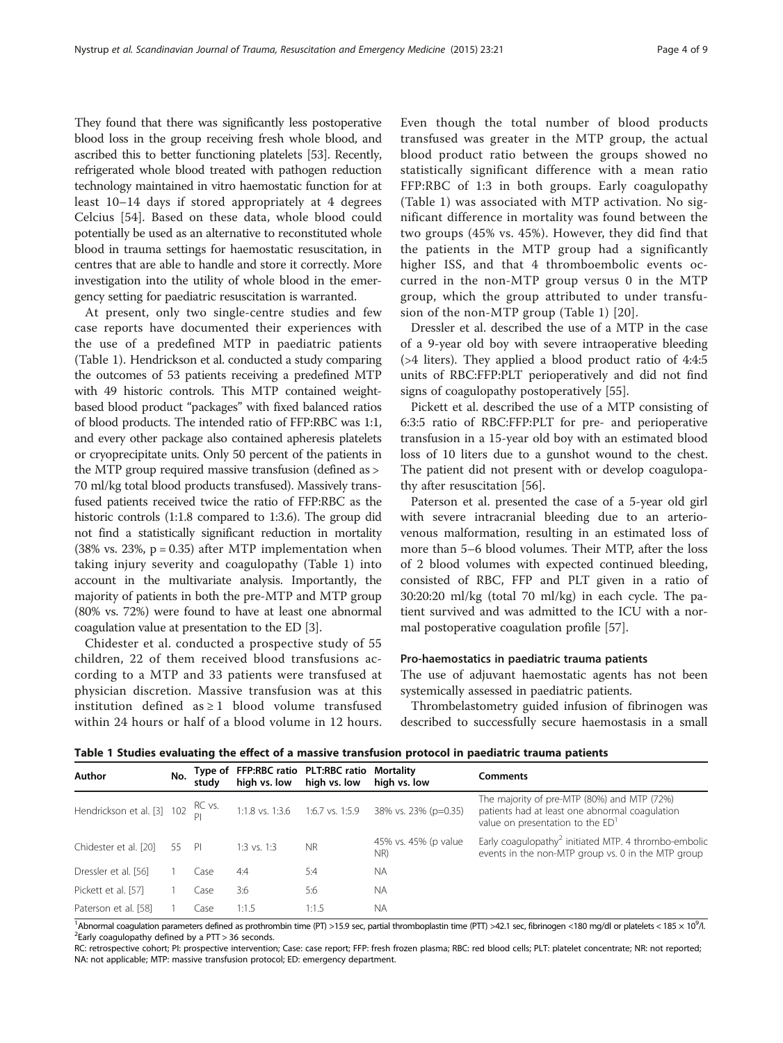They found that there was significantly less postoperative blood loss in the group receiving fresh whole blood, and ascribed this to better functioning platelets [53]. Recently, refrigerated whole blood treated with pathogen reduction technology maintained in vitro haemostatic function for at least 10–14 days if stored appropriately at 4 degrees Celcius [54]. Based on these data, whole blood could potentially be used as an alternative to reconstituted whole blood in trauma settings for haemostatic resuscitation, in centres that are able to handle and store it correctly. More investigation into the utility of whole blood in the emergency setting for paediatric resuscitation is warranted.

At present, only two single-centre studies and few case reports have documented their experiences with the use of a predefined MTP in paediatric patients (Table 1). Hendrickson et al. conducted a study comparing the outcomes of 53 patients receiving a predefined MTP with 49 historic controls. This MTP contained weight-based blood product "packages" with fixed balanced ratios of blood products. The intended ratio of FFP:RBC was 1:1, and every other package also contained apheresis platelets or cryoprecipitate units. Only 50 percent of the patients in the MTP group required massive transfusion (defined as > 70 ml/kg total blood products transfused). Massively transfused patients received twice the ratio of FFP:RBC as the historic controls (1:1.8 compared to 1:3.6). The group did not find a statistically significant reduction in mortality (38% vs. 23%, p = 0.35) after MTP implementation when taking injury severity and coagulopathy (Table 1) into account in the multivariate analysis. Importantly, the majority of patients in both the pre-MTP and MTP group (80% vs. 72%) were found to have at least one abnormal coagulation value at presentation to the ED [3].

Chidester et al. conducted a prospective study of 55 children, 22 of them received blood transfusions according to a MTP and 33 patients were transfused at physician discretion. Massive transfusion was at this institution defined as ≥ 1 blood volume transfused within 24 hours or half of a blood volume in 12 hours. Even though the total number of blood products transfused was greater in the MTP group, the actual blood product ratio between the groups showed no statistically significant difference with a mean ratio FFP:RBC of 1:3 in both groups. Early coagulopathy (Table 1) was associated with MTP activation. No significant difference in mortality was found between the two groups (45% vs. 45%). However, they did find that the patients in the MTP group had a significantly higher ISS, and that 4 thromboembolic events occurred in the non-MTP group versus 0 in the MTP group, which the group attributed to under transfusion of the non-MTP group (Table 1) [20].

Dressler et al. described the use of a MTP in the case of a 9-year old boy with severe intraoperative bleeding (>4 liters). They applied a blood product ratio of 4:4:5 units of RBC:FFP:PLT perioperatively and did not find signs of coagulopathy postoperatively [55].

Pickett et al. described the use of a MTP consisting of 6:3:5 ratio of RBC:FFP:PLT for pre- and perioperative transfusion in a 15-year old boy with an estimated blood loss of 10 liters due to a gunshot wound to the chest. The patient did not present with or develop coagulopathy after resuscitation [56].

Paterson et al. presented the case of a 5-year old girl with severe intracranial bleeding due to an arteriovenous malformation, resulting in an estimated loss of more than 5–6 blood volumes. Their MTP, after the loss of 2 blood volumes with expected continued bleeding, consisted of RBC, FFP and PLT given in a ratio of 30:20:20 ml/kg (total 70 ml/kg) in each cycle. The patient survived and was admitted to the ICU with a normal postoperative coagulation profile [57].

### Pro-haemostatics in paediatric trauma patients

The use of adjuvant haemostatic agents has not been systemically assessed in paediatric patients.

Thrombelastometry guided infusion of fibrinogen was described to successfully secure haemostasis in a small

**Table 1 Studies evaluating the effect of a massive transfusion protocol in paediatric trauma patients**

| Author | No. | Type of study | FFP:RBC ratio high vs. low | PLT:RBC ratio high vs. low | Mortality high vs. low | Comments |
|---|---|---|---|---|---|---|
| Hendrickson et al. [3] | 102 | RC vs. PI | 1:1.8 vs. 1:3.6 | 1:6.7 vs. 1:5.9 | 38% vs. 23% (p=0.35) | The majority of pre-MTP (80%) and MTP (72%) patients had at least one abnormal coagulation value on presentation to the ED[1] |
| Chidester et al. [20] | 55 | PI | 1:3 vs. 1:3 | NR | 45% vs. 45% (p value NR) | Early coagulopathy[2] initiated MTP. 4 thrombo-embolic events in the non-MTP group vs. 0 in the MTP group |
| Dressler et al. [56] | 1 | Case | 4:4 | 5:4 | NA | |
| Pickett et al. [57] | 1 | Case | 3:6 | 5:6 | NA | |
| Paterson et al. [58] | 1 | Case | 1:1.5 | 1:1.5 | NA | |

[1]Abnormal coagulation parameters defined as prothrombin time (PT) >15.9 sec, partial thromboplastin time (PTT) >42.1 sec, fibrinogen <180 mg/dl or platelets < 185 × $10^9$/l.
[2]Early coagulopathy defined by a PTT > 36 seconds.
RC: retrospective cohort; PI: prospective intervention; Case: case report; FFP: fresh frozen plasma; RBC: red blood cells; PLT: platelet concentrate; NR: not reported; NA: not applicable; MTP: massive transfusion protocol; ED: emergency department.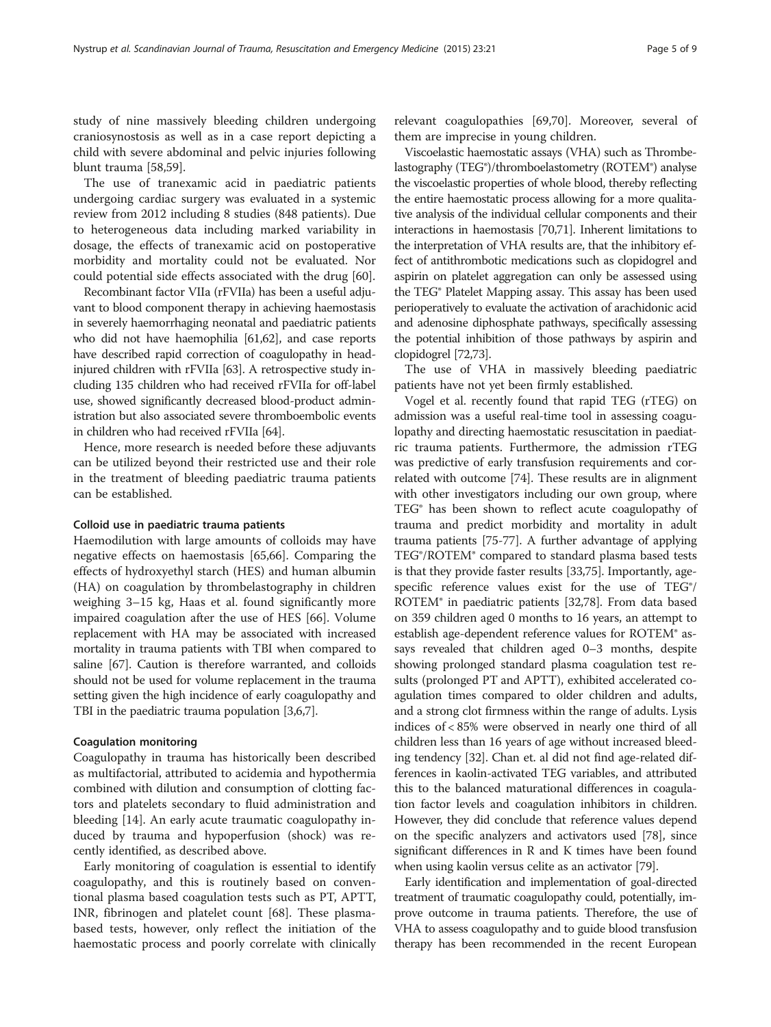study of nine massively bleeding children undergoing craniosynostosis as well as in a case report depicting a child with severe abdominal and pelvic injuries following blunt trauma [58,59].

The use of tranexamic acid in paediatric patients undergoing cardiac surgery was evaluated in a systemic review from 2012 including 8 studies (848 patients). Due to heterogeneous data including marked variability in dosage, the effects of tranexamic acid on postoperative morbidity and mortality could not be evaluated. Nor could potential side effects associated with the drug [60].

Recombinant factor VIIa (rFVIIa) has been a useful adjuvant to blood component therapy in achieving haemostasis in severely haemorrhaging neonatal and paediatric patients who did not have haemophilia [61,62], and case reports have described rapid correction of coagulopathy in head-injured children with rFVIIa [63]. A retrospective study including 135 children who had received rFVIIa for off-label use, showed significantly decreased blood-product administration but also associated severe thromboembolic events in children who had received rFVIIa [64].

Hence, more research is needed before these adjuvants can be utilized beyond their restricted use and their role in the treatment of bleeding paediatric trauma patients can be established.

#### Colloid use in paediatric trauma patients

Haemodilution with large amounts of colloids may have negative effects on haemostasis [65,66]. Comparing the effects of hydroxyethyl starch (HES) and human albumin (HA) on coagulation by thrombelastography in children weighing 3–15 kg, Haas et al. found significantly more impaired coagulation after the use of HES [66]. Volume replacement with HA may be associated with increased mortality in trauma patients with TBI when compared to saline [67]. Caution is therefore warranted, and colloids should not be used for volume replacement in the trauma setting given the high incidence of early coagulopathy and TBI in the paediatric trauma population [3,6,7].

#### Coagulation monitoring

Coagulopathy in trauma has historically been described as multifactorial, attributed to acidemia and hypothermia combined with dilution and consumption of clotting factors and platelets secondary to fluid administration and bleeding [14]. An early acute traumatic coagulopathy induced by trauma and hypoperfusion (shock) was recently identified, as described above.

Early monitoring of coagulation is essential to identify coagulopathy, and this is routinely based on conventional plasma based coagulation tests such as PT, APTT, INR, fibrinogen and platelet count [68]. These plasma-based tests, however, only reflect the initiation of the haemostatic process and poorly correlate with clinically relevant coagulopathies [69,70]. Moreover, several of them are imprecise in young children.

Viscoelastic haemostatic assays (VHA) such as Thrombelastography (TEG®)/thromboelastometry (ROTEM®) analyse the viscoelastic properties of whole blood, thereby reflecting the entire haemostatic process allowing for a more qualitative analysis of the individual cellular components and their interactions in haemostasis [70,71]. Inherent limitations to the interpretation of VHA results are, that the inhibitory effect of antithrombotic medications such as clopidogrel and aspirin on platelet aggregation can only be assessed using the TEG® Platelet Mapping assay. This assay has been used perioperatively to evaluate the activation of arachidonic acid and adenosine diphosphate pathways, specifically assessing the potential inhibition of those pathways by aspirin and clopidogrel [72,73].

The use of VHA in massively bleeding paediatric patients have not yet been firmly established.

Vogel et al. recently found that rapid TEG (rTEG) on admission was a useful real-time tool in assessing coagulopathy and directing haemostatic resuscitation in paediatric trauma patients. Furthermore, the admission rTEG was predictive of early transfusion requirements and correlated with outcome [74]. These results are in alignment with other investigators including our own group, where TEG® has been shown to reflect acute coagulopathy of trauma and predict morbidity and mortality in adult trauma patients [75-77]. A further advantage of applying TEG®/ROTEM® compared to standard plasma based tests is that they provide faster results [33,75]. Importantly, age-specific reference values exist for the use of TEG®/ROTEM® in paediatric patients [32,78]. From data based on 359 children aged 0 months to 16 years, an attempt to establish age-dependent reference values for ROTEM® assays revealed that children aged 0–3 months, despite showing prolonged standard plasma coagulation test results (prolonged PT and APTT), exhibited accelerated coagulation times compared to older children and adults, and a strong clot firmness within the range of adults. Lysis indices of < 85% were observed in nearly one third of all children less than 16 years of age without increased bleeding tendency [32]. Chan et. al did not find age-related differences in kaolin-activated TEG variables, and attributed this to the balanced maturational differences in coagulation factor levels and coagulation inhibitors in children. However, they did conclude that reference values depend on the specific analyzers and activators used [78], since significant differences in R and K times have been found when using kaolin versus celite as an activator [79].

Early identification and implementation of goal-directed treatment of traumatic coagulopathy could, potentially, improve outcome in trauma patients. Therefore, the use of VHA to assess coagulopathy and to guide blood transfusion therapy has been recommended in the recent European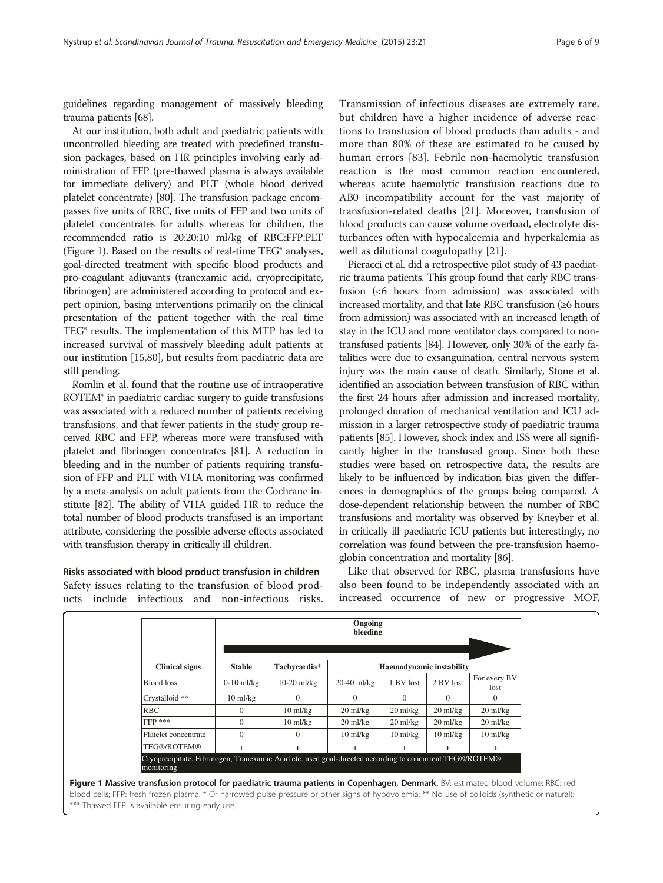guidelines regarding management of massively bleeding trauma patients [68].

At our institution, both adult and paediatric patients with uncontrolled bleeding are treated with predefined transfusion packages, based on HR principles involving early administration of FFP (pre-thawed plasma is always available for immediate delivery) and PLT (whole blood derived platelet concentrate) [80]. The transfusion package encompasses five units of RBC, five units of FFP and two units of platelet concentrates for adults whereas for children, the recommended ratio is 20:20:10 ml/kg of RBC:FFP:PLT (Figure 1). Based on the results of real-time TEG® analyses, goal-directed treatment with specific blood products and pro-coagulant adjuvants (tranexamic acid, cryoprecipitate, fibrinogen) are administered according to protocol and expert opinion, basing interventions primarily on the clinical presentation of the patient together with the real time TEG® results. The implementation of this MTP has led to increased survival of massively bleeding adult patients at our institution [15,80], but results from paediatric data are still pending.

Romlin et al. found that the routine use of intraoperative ROTEM® in paediatric cardiac surgery to guide transfusions was associated with a reduced number of patients receiving transfusions, and that fewer patients in the study group received RBC and FFP, whereas more were transfused with platelet and fibrinogen concentrates [81]. A reduction in bleeding and in the number of patients requiring transfusion of FFP and PLT with VHA monitoring was confirmed by a meta-analysis on adult patients from the Cochrane institute [82]. The ability of VHA guided HR to reduce the total number of blood products transfused is an important attribute, considering the possible adverse effects associated with transfusion therapy in critically ill children.

### Risks associated with blood product transfusion in children

Safety issues relating to the transfusion of blood products include infectious and non-infectious risks. Transmission of infectious diseases are extremely rare, but children have a higher incidence of adverse reactions to transfusion of blood products than adults - and more than 80% of these are estimated to be caused by human errors [83]. Febrile non-haemolytic transfusion reaction is the most common reaction encountered, whereas acute haemolytic transfusion reactions due to AB0 incompatibility account for the vast majority of transfusion-related deaths [21]. Moreover, transfusion of blood products can cause volume overload, electrolyte disturbances often with hypocalcemia and hyperkalemia as well as dilutional coagulopathy [21].

Pieracci et al. did a retrospective pilot study of 43 paediatric trauma patients. This group found that early RBC transfusion (<6 hours from admission) was associated with increased mortality, and that late RBC transfusion (≥6 hours from admission) was associated with an increased length of stay in the ICU and more ventilator days compared to non-transfused patients [84]. However, only 30% of the early fatalities were due to exsanguination, central nervous system injury was the main cause of death. Similarly, Stone et al. identified an association between transfusion of RBC within the first 24 hours after admission and increased mortality, prolonged duration of mechanical ventilation and ICU admission in a larger retrospective study of paediatric trauma patients [85]. However, shock index and ISS were all significantly higher in the transfused group. Since both these studies were based on retrospective data, the results are likely to be influenced by indication bias given the differences in demographics of the groups being compared. A dose-dependent relationship between the number of RBC transfusions and mortality was observed by Kneyber et al. in critically ill paediatric ICU patients but interestingly, no correlation was found between the pre-transfusion haemoglobin concentration and mortality [86].

Like that observed for RBC, plasma transfusions have also been found to be independently associated with an increased occurrence of new or progressive MOF,

| | Ongoing bleeding → | | | | | |
|---|---|---|---|---|---|---|
| **Clinical signs** | **Stable** | **Tachycardia*** | **Haemodynamic instability** | | | |
| Blood loss | 0-10 ml/kg | 10-20 ml/kg | 20-40 ml/kg | 1 BV lost | 2 BV lost | For every BV lost |
| Crystalloid ** | 10 ml/kg | 0 | 0 | 0 | 0 | 0 |
| RBC | 0 | 10 ml/kg | 20 ml/kg | 20 ml/kg | 20 ml/kg | 20 ml/kg |
| FFP *** | 0 | 10 ml/kg | 20 ml/kg | 20 ml/kg | 20 ml/kg | 20 ml/kg |
| Platelet concentrate | 0 | 0 | 10 ml/kg | 10 ml/kg | 10 ml/kg | 10 ml/kg |
| TEG®/ROTEM® | + | + | + | + | + | + |
| Cryoprecipitate, Fibrinogen, Tranexamic Acid etc. used goal-directed according to concurrent TEG®/ROTEM® monitoring | | | | | | |

**Figure 1 Massive transfusion protocol for paediatric trauma patients in Copenhagen, Denmark.** BV: estimated blood volume; RBC: red blood cells; FFP: fresh frozen plasma. * Or narrowed pulse pressure or other signs of hypovolemia: ** No use of colloids (synthetic or natural): *** Thawed FFP is available ensuring early use.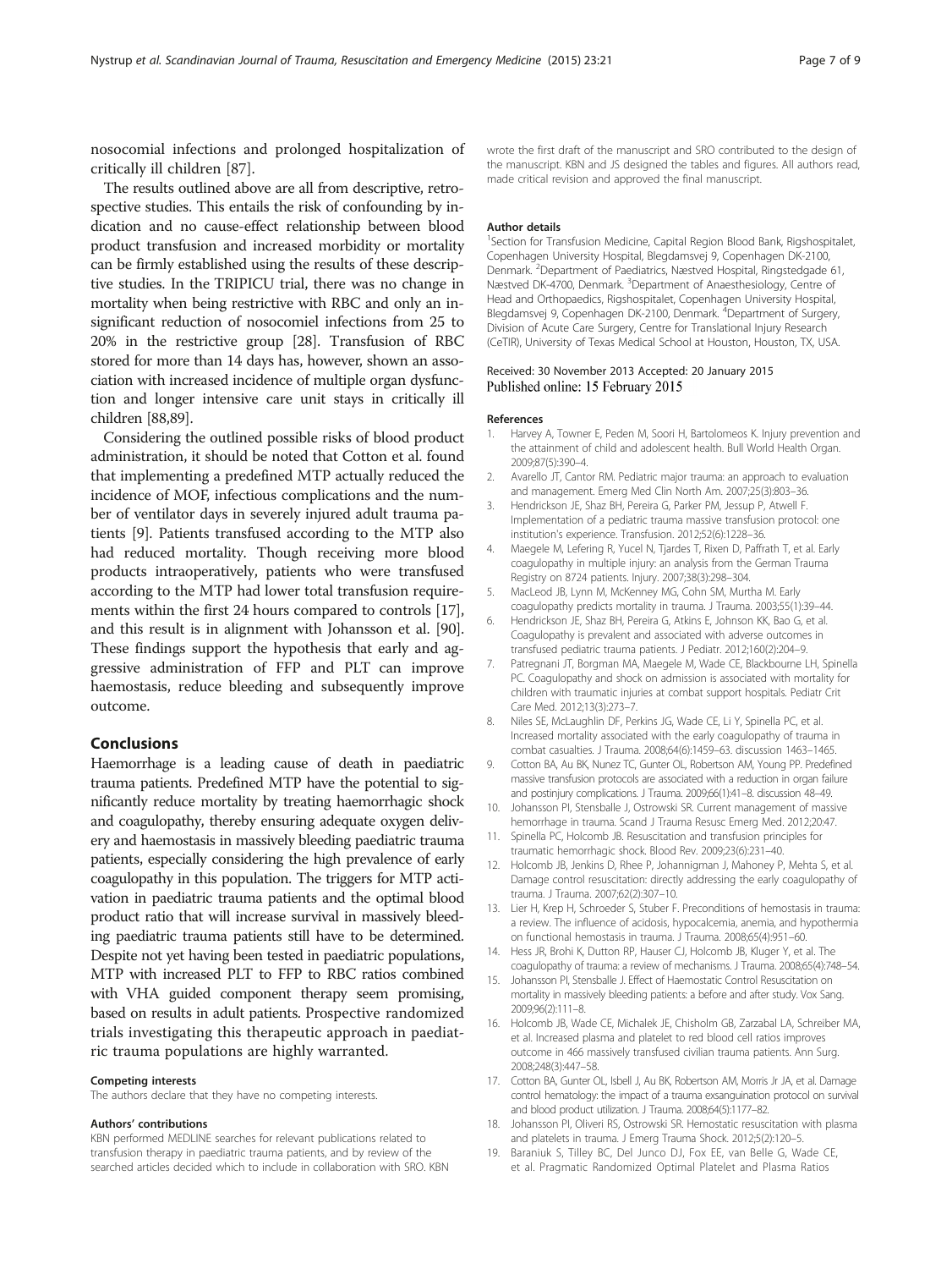nosocomial infections and prolonged hospitalization of critically ill children [87].

The results outlined above are all from descriptive, retrospective studies. This entails the risk of confounding by indication and no cause-effect relationship between blood product transfusion and increased morbidity or mortality can be firmly established using the results of these descriptive studies. In the TRIPICU trial, there was no change in mortality when being restrictive with RBC and only an insignificant reduction of nosocomiel infections from 25 to 20% in the restrictive group [28]. Transfusion of RBC stored for more than 14 days has, however, shown an association with increased incidence of multiple organ dysfunction and longer intensive care unit stays in critically ill children [88,89].

Considering the outlined possible risks of blood product administration, it should be noted that Cotton et al. found that implementing a predefined MTP actually reduced the incidence of MOF, infectious complications and the number of ventilator days in severely injured adult trauma patients [9]. Patients transfused according to the MTP also had reduced mortality. Though receiving more blood products intraoperatively, patients who were transfused according to the MTP had lower total transfusion requirements within the first 24 hours compared to controls [17], and this result is in alignment with Johansson et al. [90]. These findings support the hypothesis that early and aggressive administration of FFP and PLT can improve haemostasis, reduce bleeding and subsequently improve outcome.

## Conclusions

Haemorrhage is a leading cause of death in paediatric trauma patients. Predefined MTP have the potential to significantly reduce mortality by treating haemorrhagic shock and coagulopathy, thereby ensuring adequate oxygen delivery and haemostasis in massively bleeding paediatric trauma patients, especially considering the high prevalence of early coagulopathy in this population. The triggers for MTP activation in paediatric trauma patients and the optimal blood product ratio that will increase survival in massively bleeding paediatric trauma patients still have to be determined. Despite not yet having been tested in paediatric populations, MTP with increased PLT to FFP to RBC ratios combined with VHA guided component therapy seem promising, based on results in adult patients. Prospective randomized trials investigating this therapeutic approach in paediatric trauma populations are highly warranted.

#### Competing interests

The authors declare that they have no competing interests.

#### Authors' contributions

KBN performed MEDLINE searches for relevant publications related to transfusion therapy in paediatric trauma patients, and by review of the searched articles decided which to include in collaboration with SRO. KBN wrote the first draft of the manuscript and SRO contributed to the design of the manuscript. KBN and JS designed the tables and figures. All authors read, made critical revision and approved the final manuscript.

#### Author details

[1]Section for Transfusion Medicine, Capital Region Blood Bank, Rigshospitalet, Copenhagen University Hospital, Blegdamsvej 9, Copenhagen DK-2100, Denmark. [2]Department of Paediatrics, Næstved Hospital, Ringstedgade 61, Næstved DK-4700, Denmark. [3]Department of Anaesthesiology, Centre of Head and Orthopaedics, Rigshospitalet, Copenhagen University Hospital, Blegdamsvej 9, Copenhagen DK-2100, Denmark. [4]Department of Surgery, Division of Acute Care Surgery, Centre for Translational Injury Research (CeTIR), University of Texas Medical School at Houston, Houston, TX, USA.

Received: 30 November 2013 Accepted: 20 January 2015
Published online: 15 February 2015

#### References

1. Harvey A, Towner E, Peden M, Soori H, Bartolomeos K. Injury prevention and the attainment of child and adolescent health. Bull World Health Organ. 2009;87(5):390–4.
2. Avarello JT, Cantor RM. Pediatric major trauma: an approach to evaluation and management. Emerg Med Clin North Am. 2007;25(3):803–36.
3. Hendrickson JE, Shaz BH, Pereira G, Parker PM, Jessup P, Atwell F. Implementation of a pediatric trauma massive transfusion protocol: one institution's experience. Transfusion. 2012;52(6):1228–36.
4. Maegele M, Lefering R, Yucel N, Tjardes T, Rixen D, Paffrath T, et al. Early coagulopathy in multiple injury: an analysis from the German Trauma Registry on 8724 patients. Injury. 2007;38(3):298–304.
5. MacLeod JB, Lynn M, McKenney MG, Cohn SM, Murtha M. Early coagulopathy predicts mortality in trauma. J Trauma. 2003;55(1):39–44.
6. Hendrickson JE, Shaz BH, Pereira G, Atkins E, Johnson KK, Bao G, et al. Coagulopathy is prevalent and associated with adverse outcomes in transfused pediatric trauma patients. J Pediatr. 2012;160(2):204–9.
7. Patregnani JT, Borgman MA, Maegele M, Wade CE, Blackbourne LH, Spinella PC. Coagulopathy and shock on admission is associated with mortality for children with traumatic injuries at combat support hospitals. Pediatr Crit Care Med. 2012;13(3):273–7.
8. Niles SE, McLaughlin DF, Perkins JG, Wade CE, Li Y, Spinella PC, et al. Increased mortality associated with the early coagulopathy of trauma in combat casualties. J Trauma. 2008;64(6):1459–63. discussion 1463–1465.
9. Cotton BA, Au BK, Nunez TC, Gunter OL, Robertson AM, Young PP. Predefined massive transfusion protocols are associated with a reduction in organ failure and postinjury complications. J Trauma. 2009;66(1):41–8. discussion 48–49.
10. Johansson PI, Stensballe J, Ostrowski SR. Current management of massive hemorrhage in trauma. Scand J Trauma Resusc Emerg Med. 2012;20:47.
11. Spinella PC, Holcomb JB. Resuscitation and transfusion principles for traumatic hemorrhagic shock. Blood Rev. 2009;23(6):231–40.
12. Holcomb JB, Jenkins D, Rhee P, Johannigman J, Mahoney P, Mehta S, et al. Damage control resuscitation: directly addressing the early coagulopathy of trauma. J Trauma. 2007;62(2):307–10.
13. Lier H, Krep H, Schroeder S, Stuber F. Preconditions of hemostasis in trauma: a review. The influence of acidosis, hypocalcemia, anemia, and hypothermia on functional hemostasis in trauma. J Trauma. 2008;65(4):951–60.
14. Hess JR, Brohi K, Dutton RP, Hauser CJ, Holcomb JB, Kluger Y, et al. The coagulopathy of trauma: a review of mechanisms. J Trauma. 2008;65(4):748–54.
15. Johansson PI, Stensballe J. Effect of Haemostatic Control Resuscitation on mortality in massively bleeding patients: a before and after study. Vox Sang. 2009;96(2):111–8.
16. Holcomb JB, Wade CE, Michalek JE, Chisholm GB, Zarzabal LA, Schreiber MA, et al. Increased plasma and platelet to red blood cell ratios improves outcome in 466 massively transfused civilian trauma patients. Ann Surg. 2008;248(3):447–58.
17. Cotton BA, Gunter OL, Isbell J, Au BK, Robertson AM, Morris Jr JA, et al. Damage control hematology: the impact of a trauma exsanguination protocol on survival and blood product utilization. J Trauma. 2008;64(5):1177–82.
18. Johansson PI, Oliveri RS, Ostrowski SR. Hemostatic resuscitation with plasma and platelets in trauma. J Emerg Trauma Shock. 2012;5(2):120–5.
19. Baraniuk S, Tilley BC, Del Junco DJ, Fox EE, van Belle G, Wade CE, et al. Pragmatic Randomized Optimal Platelet and Plasma Ratios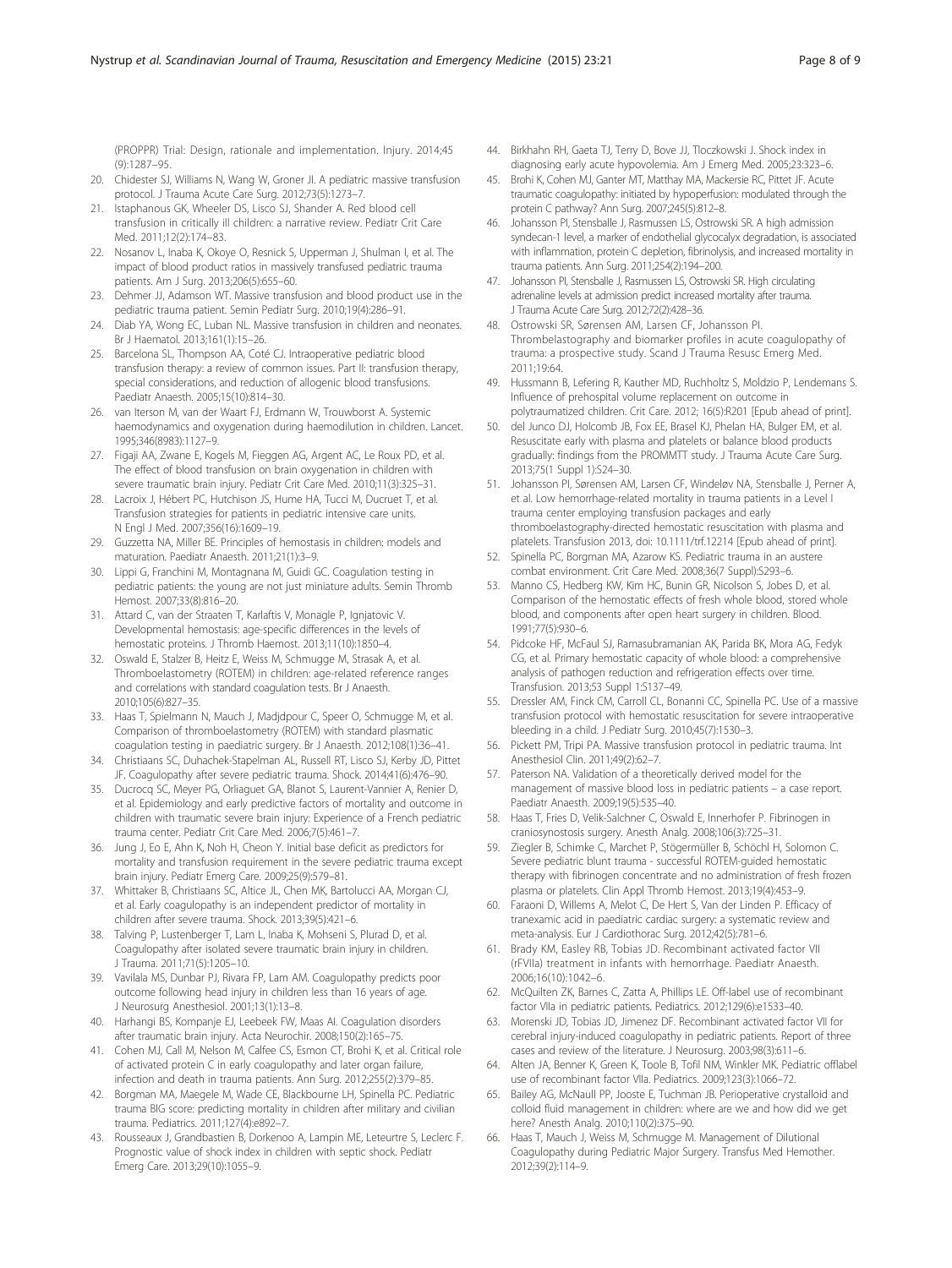(PROPPR) Trial: Design, rationale and implementation. Injury. 2014;45 (9):1287–95.

20. Chidester SJ, Williams N, Wang W, Groner JI. A pediatric massive transfusion protocol. J Trauma Acute Care Surg. 2012;73(5):1273–7.
21. Istaphanous GK, Wheeler DS, Lisco SJ, Shander A. Red blood cell transfusion in critically ill children: a narrative review. Pediatr Crit Care Med. 2011;12(2):174–83.
22. Nosanov L, Inaba K, Okoye O, Resnick S, Upperman J, Shulman I, et al. The impact of blood product ratios in massively transfused pediatric trauma patients. Am J Surg. 2013;206(5):655–60.
23. Dehmer JJ, Adamson WT. Massive transfusion and blood product use in the pediatric trauma patient. Semin Pediatr Surg. 2010;19(4):286–91.
24. Diab YA, Wong EC, Luban NL. Massive transfusion in children and neonates. Br J Haematol. 2013;161(1):15–26.
25. Barcelona SL, Thompson AA, Coté CJ. Intraoperative pediatric blood transfusion therapy: a review of common issues. Part II: transfusion therapy, special considerations, and reduction of allogenic blood transfusions. Paediatr Anaesth. 2005;15(10):814–30.
26. van Iterson M, van der Waart FJ, Erdmann W, Trouwborst A. Systemic haemodynamics and oxygenation during haemodilution in children. Lancet. 1995;346(8983):1127–9.
27. Figaji AA, Zwane E, Kogels M, Fieggen AG, Argent AC, Le Roux PD, et al. The effect of blood transfusion on brain oxygenation in children with severe traumatic brain injury. Pediatr Crit Care Med. 2010;11(3):325–31.
28. Lacroix J, Hébert PC, Hutchison JS, Hume HA, Tucci M, Ducruet T, et al. Transfusion strategies for patients in pediatric intensive care units. N Engl J Med. 2007;356(16):1609–19.
29. Guzzetta NA, Miller BE. Principles of hemostasis in children: models and maturation. Paediatr Anaesth. 2011;21(1):3–9.
30. Lippi G, Franchini M, Montagnana M, Guidi GC. Coagulation testing in pediatric patients: the young are not just miniature adults. Semin Thromb Hemost. 2007;33(8):816–20.
31. Attard C, van der Straaten T, Karlaftis V, Monagle P, Ignjatovic V. Developmental hemostasis: age-specific differences in the levels of hemostatic proteins. J Thromb Haemost. 2013;11(10):1850–4.
32. Oswald E, Stalzer B, Heitz E, Weiss M, Schmugge M, Strasak A, et al. Thromboelastometry (ROTEM) in children: age-related reference ranges and correlations with standard coagulation tests. Br J Anaesth. 2010;105(6):827–35.
33. Haas T, Spielmann N, Mauch J, Madjdpour C, Speer O, Schmugge M, et al. Comparison of thromboelastometry (ROTEM) with standard plasmatic coagulation testing in paediatric surgery. Br J Anaesth. 2012;108(1):36–41.
34. Christiaans SC, Duhachek-Stapelman AL, Russell RT, Lisco SJ, Kerby JD, Pittet JF. Coagulopathy after severe pediatric trauma. Shock. 2014;41(6):476–90.
35. Ducrocq SC, Meyer PG, Orliaguet GA, Blanot S, Laurent-Vannier A, Renier D, et al. Epidemiology and early predictive factors of mortality and outcome in children with traumatic severe brain injury: Experience of a French pediatric trauma center. Pediatr Crit Care Med. 2006;7(5):461–7.
36. Jung J, Eo E, Ahn K, Noh H, Cheon Y. Initial base deficit as predictors for mortality and transfusion requirement in the severe pediatric trauma except brain injury. Pediatr Emerg Care. 2009;25(9):579–81.
37. Whittaker B, Christiaans SC, Altice JL, Chen MK, Bartolucci AA, Morgan CJ, et al. Early coagulopathy is an independent predictor of mortality in children after severe trauma. Shock. 2013;39(5):421–6.
38. Talving P, Lustenberger T, Lam L, Inaba K, Mohseni S, Plurad D, et al. Coagulopathy after isolated severe traumatic brain injury in children. J Trauma. 2011;71(5):1205–10.
39. Vavilala MS, Dunbar PJ, Rivara FP, Lam AM. Coagulopathy predicts poor outcome following head injury in children less than 16 years of age. J Neurosurg Anesthesiol. 2001;13(1):13–8.
40. Harhangi BS, Kompanje EJ, Leebeek FW, Maas AI. Coagulation disorders after traumatic brain injury. Acta Neurochir. 2008;150(2):165–75.
41. Cohen MJ, Call M, Nelson M, Calfee CS, Esmon CT, Brohi K, et al. Critical role of activated protein C in early coagulopathy and later organ failure, infection and death in trauma patients. Ann Surg. 2012;255(2):379–85.
42. Borgman MA, Maegele M, Wade CE, Blackbourne LH, Spinella PC. Pediatric trauma BIG score: predicting mortality in children after military and civilian trauma. Pediatrics. 2011;127(4):e892–7.
43. Rousseaux J, Grandbastien B, Dorkenoo A, Lampin ME, Leteurtre S, Leclerc F. Prognostic value of shock index in children with septic shock. Pediatr Emerg Care. 2013;29(10):1055–9.
44. Birkhahn RH, Gaeta TJ, Terry D, Bove JJ, Tloczkowski J. Shock index in diagnosing early acute hypovolemia. Am J Emerg Med. 2005;23:323–6.
45. Brohi K, Cohen MJ, Ganter MT, Matthay MA, Mackersie RC, Pittet JF. Acute traumatic coagulopathy: initiated by hypoperfusion: modulated through the protein C pathway? Ann Surg. 2007;245(5):812–8.
46. Johansson PI, Stensballe J, Rasmussen LS, Ostrowski SR. A high admission syndecan-1 level, a marker of endothelial glycocalyx degradation, is associated with inflammation, protein C depletion, fibrinolysis, and increased mortality in trauma patients. Ann Surg. 2011;254(2):194–200.
47. Johansson PI, Stensballe J, Rasmussen LS, Ostrowski SR. High circulating adrenaline levels at admission predict increased mortality after trauma. J Trauma Acute Care Surg. 2012;72(2):428–36.
48. Ostrowski SR, Sørensen AM, Larsen CF, Johansson PI. Thrombelastography and biomarker profiles in acute coagulopathy of trauma: a prospective study. Scand J Trauma Resusc Emerg Med. 2011;19:64.
49. Hussmann B, Lefering R, Kauther MD, Ruchholtz S, Moldzio P, Lendemans S. Influence of prehospital volume replacement on outcome in polytraumatized children. Crit Care. 2012; 16(5):R201 [Epub ahead of print].
50. del Junco DJ, Holcomb JB, Fox EE, Brasel KJ, Phelan HA, Bulger EM, et al. Resuscitate early with plasma and platelets or balance blood products gradually: findings from the PROMMTT study. J Trauma Acute Care Surg. 2013;75(1 Suppl 1):S24–30.
51. Johansson PI, Sørensen AM, Larsen CF, Windeløv NA, Stensballe J, Perner A, et al. Low hemorrhage-related mortality in trauma patients in a Level I trauma center employing transfusion packages and early thromboelastography-directed hemostatic resuscitation with plasma and platelets. Transfusion 2013, doi: 10.1111/trf.12214 [Epub ahead of print].
52. Spinella PC, Borgman MA, Azarow KS. Pediatric trauma in an austere combat environment. Crit Care Med. 2008;36(7 Suppl):S293–6.
53. Manno CS, Hedberg KW, Kim HC, Bunin GR, Nicolson S, Jobes D, et al. Comparison of the hemostatic effects of fresh whole blood, stored whole blood, and components after open heart surgery in children. Blood. 1991;77(5):930–6.
54. Pidcoke HF, McFaul SJ, Ramasubramanian AK, Parida BK, Mora AG, Fedyk CG, et al. Primary hemostatic capacity of whole blood: a comprehensive analysis of pathogen reduction and refrigeration effects over time. Transfusion. 2013;53 Suppl 1:S137–49.
55. Dressler AM, Finck CM, Carroll CL, Bonanni CC, Spinella PC. Use of a massive transfusion protocol with hemostatic resuscitation for severe intraoperative bleeding in a child. J Pediatr Surg. 2010;45(7):1530–3.
56. Pickett PM, Tripi PA. Massive transfusion protocol in pediatric trauma. Int Anesthesiol Clin. 2011;49(2):62–7.
57. Paterson NA. Validation of a theoretically derived model for the management of massive blood loss in pediatric patients – a case report. Paediatr Anaesth. 2009;19(5):535–40.
58. Haas T, Fries D, Velik-Salchner C, Oswald E, Innerhofer P. Fibrinogen in craniosynostosis surgery. Anesth Analg. 2008;106(3):725–31.
59. Ziegler B, Schimke C, Marchet P, Stögermüller B, Schöchl H, Solomon C. Severe pediatric blunt trauma - successful ROTEM-guided hemostatic therapy with fibrinogen concentrate and no administration of fresh frozen plasma or platelets. Clin Appl Thromb Hemost. 2013;19(4):453–9.
60. Faraoni D, Willems A, Melot C, De Hert S, Van der Linden P. Efficacy of tranexamic acid in paediatric cardiac surgery: a systematic review and meta-analysis. Eur J Cardiothorac Surg. 2012;42(5):781–6.
61. Brady KM, Easley RB, Tobias JD. Recombinant activated factor VII (rFVIIa) treatment in infants with hemorrhage. Paediatr Anaesth. 2006;16(10):1042–6.
62. McQuilten ZK, Barnes C, Zatta A, Phillips LE. Off-label use of recombinant factor VIIa in pediatric patients. Pediatrics. 2012;129(6):e1533–40.
63. Morenski JD, Tobias JD, Jimenez DF. Recombinant activated factor VII for cerebral injury-induced coagulopathy in pediatric patients. Report of three cases and review of the literature. J Neurosurg. 2003;98(3):611–6.
64. Alten JA, Benner K, Green K, Toole B, Tofil NM, Winkler MK. Pediatric offlabel use of recombinant factor VIIa. Pediatrics. 2009;123(3):1066–72.
65. Bailey AG, McNaull PP, Jooste E, Tuchman JB. Perioperative crystalloid and colloid fluid management in children: where are we and how did we get here? Anesth Analg. 2010;110(2):375–90.
66. Haas T, Mauch J, Weiss M, Schmugge M. Management of Dilutional Coagulopathy during Pediatric Major Surgery. Transfus Med Hemother. 2012;39(2):114–9.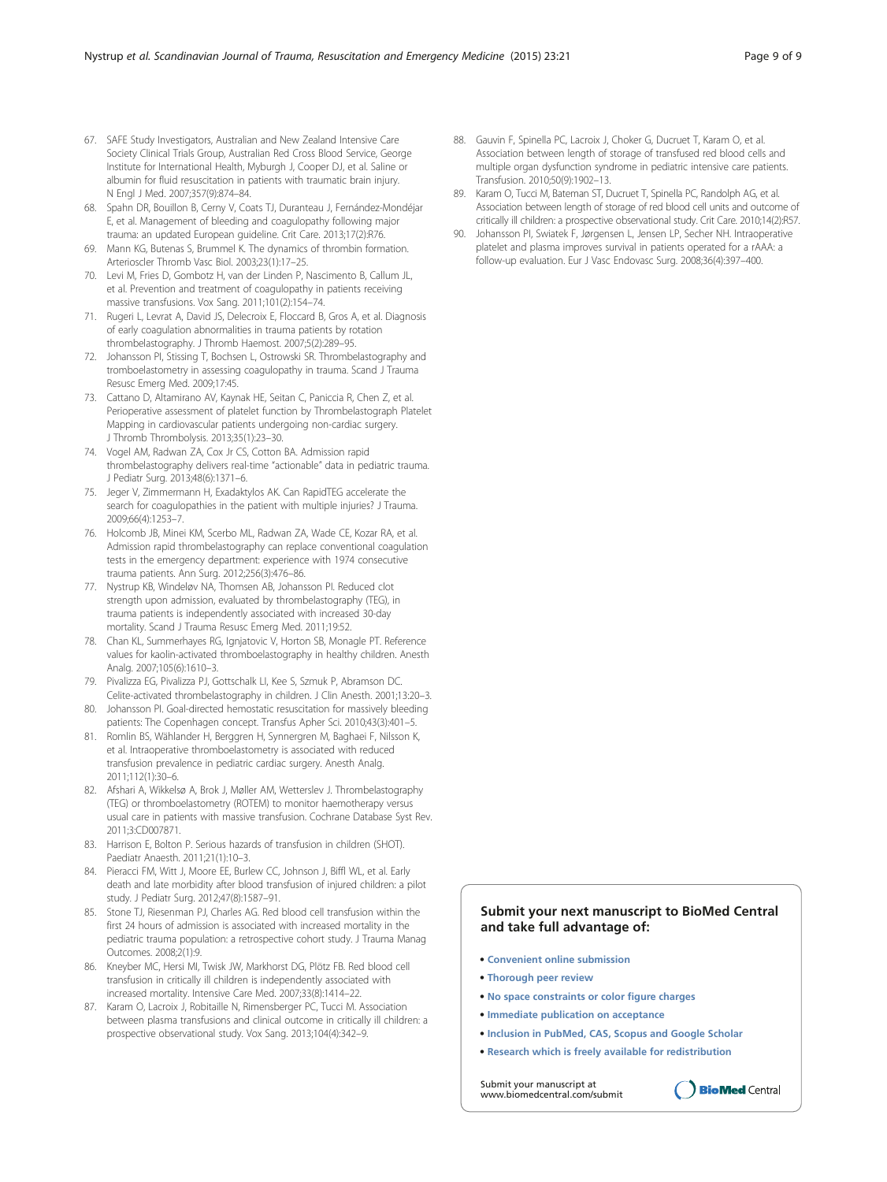67. SAFE Study Investigators, Australian and New Zealand Intensive Care Society Clinical Trials Group, Australian Red Cross Blood Service, George Institute for International Health, Myburgh J, Cooper DJ, et al. Saline or albumin for fluid resuscitation in patients with traumatic brain injury. N Engl J Med. 2007;357(9):874–84.
68. Spahn DR, Bouillon B, Cerny V, Coats TJ, Duranteau J, Fernández-Mondéjar E, et al. Management of bleeding and coagulopathy following major trauma: an updated European guideline. Crit Care. 2013;17(2):R76.
69. Mann KG, Butenas S, Brummel K. The dynamics of thrombin formation. Arterioscler Thromb Vasc Biol. 2003;23(1):17–25.
70. Levi M, Fries D, Gombotz H, van der Linden P, Nascimento B, Callum JL, et al. Prevention and treatment of coagulopathy in patients receiving massive transfusions. Vox Sang. 2011;101(2):154–74.
71. Rugeri L, Levrat A, David JS, Delecroix E, Floccard B, Gros A, et al. Diagnosis of early coagulation abnormalities in trauma patients by rotation thrombelastography. J Thromb Haemost. 2007;5(2):289–95.
72. Johansson PI, Stissing T, Bochsen L, Ostrowski SR. Thrombelastography and tromboelastometry in assessing coagulopathy in trauma. Scand J Trauma Resusc Emerg Med. 2009;17:45.
73. Cattano D, Altamirano AV, Kaynak HE, Seitan C, Paniccia R, Chen Z, et al. Perioperative assessment of platelet function by Thromboelastograph Platelet Mapping in cardiovascular patients undergoing non-cardiac surgery. J Thromb Thrombolysis. 2013;35(1):23–30.
74. Vogel AM, Radwan ZA, Cox Jr CS, Cotton BA. Admission rapid thrombelastography delivers real-time "actionable" data in pediatric trauma. J Pediatr Surg. 2013;48(6):1371–6.
75. Jeger V, Zimmermann H, Exadaktylos AK. Can RapidTEG accelerate the search for coagulopathies in the patient with multiple injuries? J Trauma. 2009;66(4):1253–7.
76. Holcomb JB, Minei KM, Scerbo ML, Radwan ZA, Wade CE, Kozar RA, et al. Admission rapid thrombelastography can replace conventional coagulation tests in the emergency department: experience with 1974 consecutive trauma patients. Ann Surg. 2012;256(3):476–86.
77. Nystrup KB, Windeløv NA, Thomsen AB, Johansson PI. Reduced clot strength upon admission, evaluated by thrombelastography (TEG), in trauma patients is independently associated with increased 30-day mortality. Scand J Trauma Resusc Emerg Med. 2011;19:52.
78. Chan KL, Summerhayes RG, Ignjatovic V, Horton SB, Monagle PT. Reference values for kaolin-activated thromboelastography in healthy children. Anesth Analg. 2007;105(6):1610–3.
79. Pivalizza EG, Pivalizza PJ, Gottschalk LI, Kee S, Szmuk P, Abramson DC. Celite-activated thrombelastography in children. J Clin Anesth. 2001;13:20–3.
80. Johansson PI. Goal-directed hemostatic resuscitation for massively bleeding patients: The Copenhagen concept. Transfus Apher Sci. 2010;43(3):401–5.
81. Romlin BS, Wåhlander H, Berggren H, Synnergren M, Baghaei F, Nilsson K, et al. Intraoperative thromboelastometry is associated with reduced transfusion prevalence in pediatric cardiac surgery. Anesth Analg. 2011;112(1):30–6.
82. Afshari A, Wikkelsø A, Brok J, Møller AM, Wetterslev J. Thrombelastography (TEG) or thromboelastometry (ROTEM) to monitor haemotherapy versus usual care in patients with massive transfusion. Cochrane Database Syst Rev. 2011;3:CD007871.
83. Harrison E, Bolton P. Serious hazards of transfusion in children (SHOT). Paediatr Anaesth. 2011;21(1):10–3.
84. Pieracci FM, Witt J, Moore EE, Burlew CC, Johnson J, Biffl WL, et al. Early death and late morbidity after blood transfusion of injured children: a pilot study. J Pediatr Surg. 2012;47(8):1587–91.
85. Stone TJ, Riesenman PJ, Charles AG. Red blood cell transfusion within the first 24 hours of admission is associated with increased mortality in the pediatric trauma population: a retrospective cohort study. J Trauma Manag Outcomes. 2008;2(1):9.
86. Kneyber MC, Hersi MI, Twisk JW, Markhorst DG, Plötz FB. Red blood cell transfusion in critically ill children is independently associated with increased mortality. Intensive Care Med. 2007;33(8):1414–22.
87. Karam O, Lacroix J, Robitaille N, Rimensberger PC, Tucci M. Association between plasma transfusions and clinical outcome in critically ill children: a prospective observational study. Vox Sang. 2013;104(4):342–9.
88. Gauvin F, Spinella PC, Lacroix J, Choker G, Ducruet T, Karam O, et al. Association between length of storage of transfused red blood cells and multiple organ dysfunction syndrome in pediatric intensive care patients. Transfusion. 2010;50(9):1902–13.
89. Karam O, Tucci M, Bateman ST, Ducruet T, Spinella PC, Randolph AG, et al. Association between length of storage of red blood cell units and outcome of critically ill children: a prospective observational study. Crit Care. 2010;14(2):R57.
90. Johansson PI, Swiatek F, Jørgensen L, Jensen LP, Secher NH. Intraoperative platelet and plasma improves survival in patients operated for a rAAA: a follow-up evaluation. Eur J Vasc Endovasc Surg. 2008;36(4):397–400.

**Submit your next manuscript to BioMed Central and take full advantage of:**

- **Convenient online submission**
- **Thorough peer review**
- **No space constraints or color figure charges**
- **Immediate publication on acceptance**
- **Inclusion in PubMed, CAS, Scopus and Google Scholar**
- **Research which is freely available for redistribution**

Submit your manuscript at
www.biomedcentral.com/submit

BioMed Central